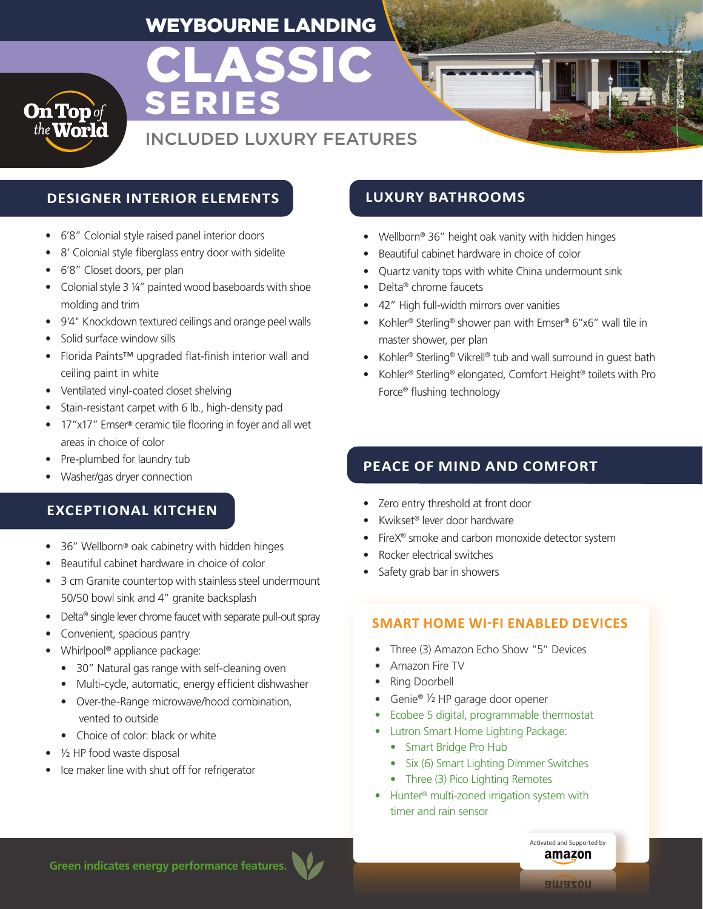# WEYBOURNE LANDING

# CLASSIC SERIES

## INCLUDED LUXURY FEATURES

On Top of the World

### DESIGNER INTERIOR ELEMENTS

- 6'8" Colonial style raised panel interior doors
- 8' Colonial style fiberglass entry door with sidelite
- 6'8" Closet doors, per plan
- Colonial style 3 ¼" painted wood baseboards with shoe molding and trim
- 9'4" Knockdown textured ceilings and orange peel walls
- Solid surface window sills
- Florida Paints™ upgraded flat-finish interior wall and ceiling paint in white
- Ventilated vinyl-coated closet shelving
- Stain-resistant carpet with 6 lb., high-density pad
- 17"x17" Emser® ceramic tile flooring in foyer and all wet areas in choice of color
- Pre-plumbed for laundry tub
- Washer/gas dryer connection

### EXCEPTIONAL KITCHEN

- 36" Wellborn® oak cabinetry with hidden hinges
- Beautiful cabinet hardware in choice of color
- 3 cm Granite countertop with stainless steel undermount 50/50 bowl sink and 4" granite backsplash
- Delta® single lever chrome faucet with separate pull-out spray
- Convenient, spacious pantry
- Whirlpool® appliance package:
  - 30" Natural gas range with self-cleaning oven
  - Multi-cycle, automatic, energy efficient dishwasher
  - Over-the-Range microwave/hood combination, vented to outside
  - Choice of color: black or white
- ½ HP food waste disposal
- Ice maker line with shut off for refrigerator

### LUXURY BATHROOMS

- Wellborn® 36" height oak vanity with hidden hinges
- Beautiful cabinet hardware in choice of color
- Quartz vanity tops with white China undermount sink
- Delta® chrome faucets
- 42" High full-width mirrors over vanities
- Kohler® Sterling® shower pan with Emser® 6"x6" wall tile in master shower, per plan
- Kohler® Sterling® Vikrell® tub and wall surround in guest bath
- Kohler® Sterling® elongated, Comfort Height® toilets with Pro Force® flushing technology

### PEACE OF MIND AND COMFORT

- Zero entry threshold at front door
- Kwikset® lever door hardware
- FireX® smoke and carbon monoxide detector system
- Rocker electrical switches
- Safety grab bar in showers

### SMART HOME WI-FI ENABLED DEVICES

- Three (3) Amazon Echo Show "5" Devices
- Amazon Fire TV
- Ring Doorbell
- Genie® ½ HP garage door opener
- Ecobee 5 digital, programmable thermostat
- Lutron Smart Home Lighting Package:
  - Smart Bridge Pro Hub
  - Six (6) Smart Lighting Dimmer Switches
  - Three (3) Pico Lighting Remotes
- Hunter® multi-zoned irrigation system with timer and rain sensor

Activated and Supported by amazon

**Green indicates energy performance features.**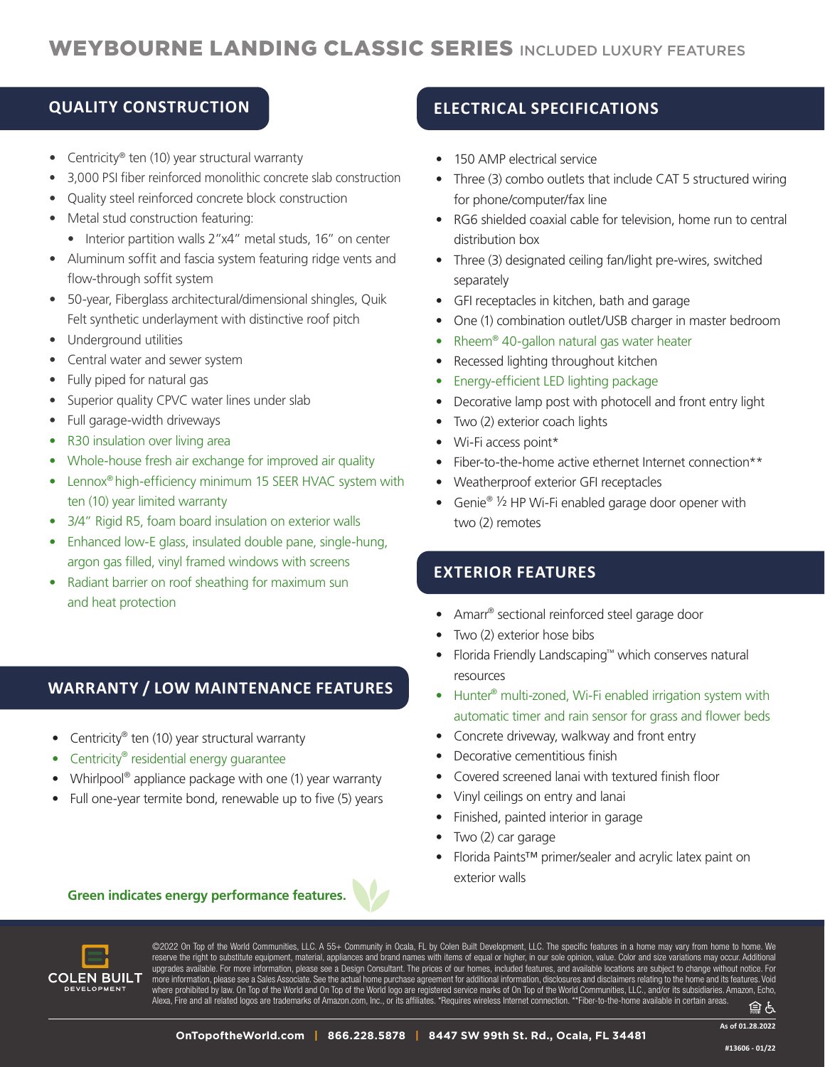# WEYBOURNE LANDING CLASSIC SERIES INCLUDED LUXURY FEATURES

## QUALITY CONSTRUCTION

- Centricity® ten (10) year structural warranty
- 3,000 PSI fiber reinforced monolithic concrete slab construction
- Quality steel reinforced concrete block construction
- Metal stud construction featuring:
  - Interior partition walls 2"x4" metal studs, 16" on center
- Aluminum soffit and fascia system featuring ridge vents and flow-through soffit system
- 50-year, Fiberglass architectural/dimensional shingles, Quik Felt synthetic underlayment with distinctive roof pitch
- Underground utilities
- Central water and sewer system
- Fully piped for natural gas
- Superior quality CPVC water lines under slab
- Full garage-width driveways
- R30 insulation over living area
- Whole-house fresh air exchange for improved air quality
- Lennox® high-efficiency minimum 15 SEER HVAC system with ten (10) year limited warranty
- 3/4" Rigid R5, foam board insulation on exterior walls
- Enhanced low-E glass, insulated double pane, single-hung, argon gas filled, vinyl framed windows with screens
- Radiant barrier on roof sheathing for maximum sun and heat protection

## WARRANTY / LOW MAINTENANCE FEATURES

- Centricity® ten (10) year structural warranty
- Centricity® residential energy guarantee
- Whirlpool® appliance package with one (1) year warranty
- Full one-year termite bond, renewable up to five (5) years

**Green indicates energy performance features.**

## ELECTRICAL SPECIFICATIONS

- 150 AMP electrical service
- Three (3) combo outlets that include CAT 5 structured wiring for phone/computer/fax line
- RG6 shielded coaxial cable for television, home run to central distribution box
- Three (3) designated ceiling fan/light pre-wires, switched separately
- GFI receptacles in kitchen, bath and garage
- One (1) combination outlet/USB charger in master bedroom
- Rheem® 40-gallon natural gas water heater
- Recessed lighting throughout kitchen
- Energy-efficient LED lighting package
- Decorative lamp post with photocell and front entry light
- Two (2) exterior coach lights
- Wi-Fi access point*
- Fiber-to-the-home active ethernet Internet connection**
- Weatherproof exterior GFI receptacles
- Genie® ½ HP Wi-Fi enabled garage door opener with two (2) remotes

## EXTERIOR FEATURES

- Amarr® sectional reinforced steel garage door
- Two (2) exterior hose bibs
- Florida Friendly Landscaping™ which conserves natural resources
- Hunter® multi-zoned, Wi-Fi enabled irrigation system with automatic timer and rain sensor for grass and flower beds
- Concrete driveway, walkway and front entry
- Decorative cementitious finish
- Covered screened lanai with textured finish floor
- Vinyl ceilings on entry and lanai
- Finished, painted interior in garage
- Two (2) car garage
- Florida Paints™ primer/sealer and acrylic latex paint on exterior walls

COLEN BUILT DEVELOPMENT

©2022 On Top of the World Communities, LLC. A 55+ Community in Ocala, FL by Colen Built Development, LLC. The specific features in a home may vary from home to home. We reserve the right to substitute equipment, material, appliances and brand names with items of equal or higher, in our sole opinion, value. Color and size variations may occur. Additional upgrades available. For more information, please see a Design Consultant. The prices of our homes, included features, and available locations are subject to change without notice. For more information, please see a Sales Associate. See the actual home purchase agreement for additional information, disclosures and disclaimers relating to the home and its features. Void where prohibited by law. On Top of the World and On Top of the World logo are registered service marks of On Top of the World Communities, LLC., and/or its subsidiaries. Amazon, Echo, Alexa, Fire and all related logos are trademarks of Amazon.com, Inc., or its affiliates. *Requires wireless Internet connection. **Fiber-to-the-home available in certain areas.

As of 01.28.2022

OnTopoftheWorld.com | 866.228.5878 | 8447 SW 99th St. Rd., Ocala, FL 34481

#13606 - 01/22